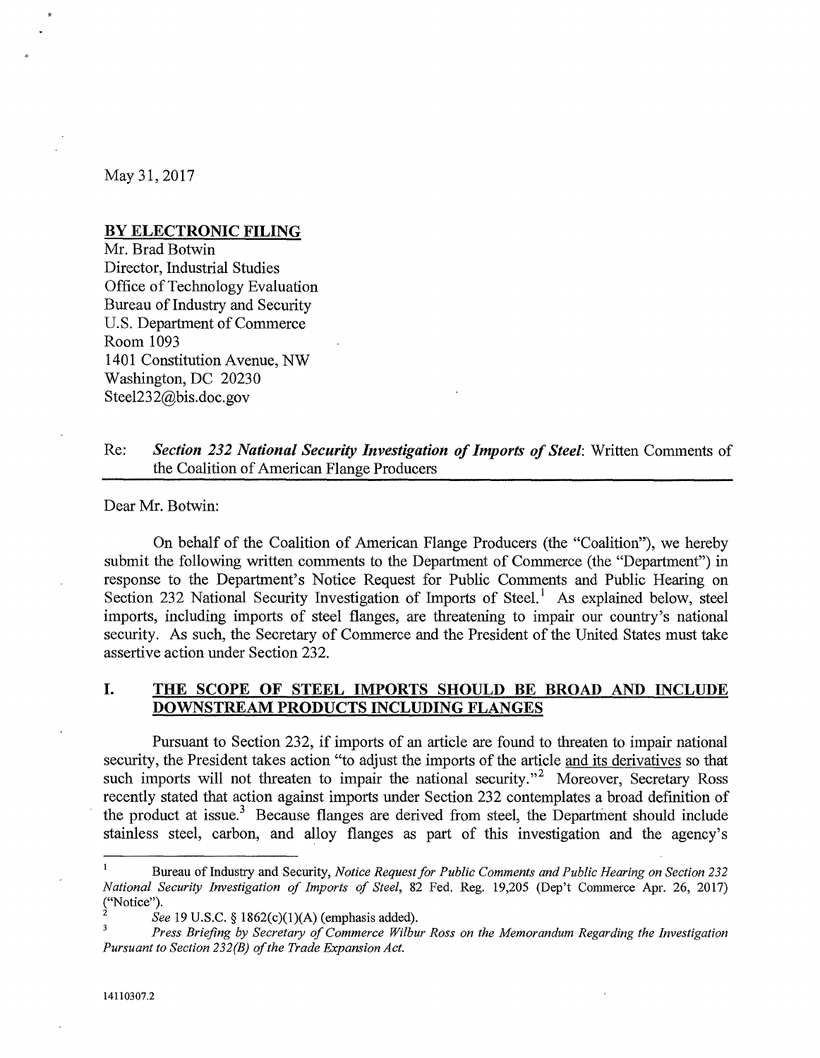May 31, 2017

**BY ELECTRONIC FILING**
Mr. Brad Botwin
Director, Industrial Studies
Office of Technology Evaluation
Bureau of Industry and Security
U.S. Department of Commerce
Room 1093
1401 Constitution Avenue, NW
Washington, DC 20230
Steel232@bis.doc.gov

Re: ***Section 232 National Security Investigation of Imports of Steel***: Written Comments of the Coalition of American Flange Producers

Dear Mr. Botwin:

On behalf of the Coalition of American Flange Producers (the "Coalition"), we hereby submit the following written comments to the Department of Commerce (the "Department") in response to the Department's Notice Request for Public Comments and Public Hearing on Section 232 National Security Investigation of Imports of Steel.[1] As explained below, steel imports, including imports of steel flanges, are threatening to impair our country's national security. As such, the Secretary of Commerce and the President of the United States must take assertive action under Section 232.

## I. THE SCOPE OF STEEL IMPORTS SHOULD BE BROAD AND INCLUDE DOWNSTREAM PRODUCTS INCLUDING FLANGES

Pursuant to Section 232, if imports of an article are found to threaten to impair national security, the President takes action "to adjust the imports of the article and its derivatives so that such imports will not threaten to impair the national security."[2] Moreover, Secretary Ross recently stated that action against imports under Section 232 contemplates a broad definition of the product at issue.[3] Because flanges are derived from steel, the Department should include stainless steel, carbon, and alloy flanges as part of this investigation and the agency's

---

[1] Bureau of Industry and Security, *Notice Request for Public Comments and Public Hearing on Section 232 National Security Investigation of Imports of Steel*, 82 Fed. Reg. 19,205 (Dep't Commerce Apr. 26, 2017) ("Notice").

[2] *See* 19 U.S.C. § 1862(c)(1)(A) (emphasis added).

[3] *Press Briefing by Secretary of Commerce Wilbur Ross on the Memorandum Regarding the Investigation Pursuant to Section 232(B) of the Trade Expansion Act.*

14110307.2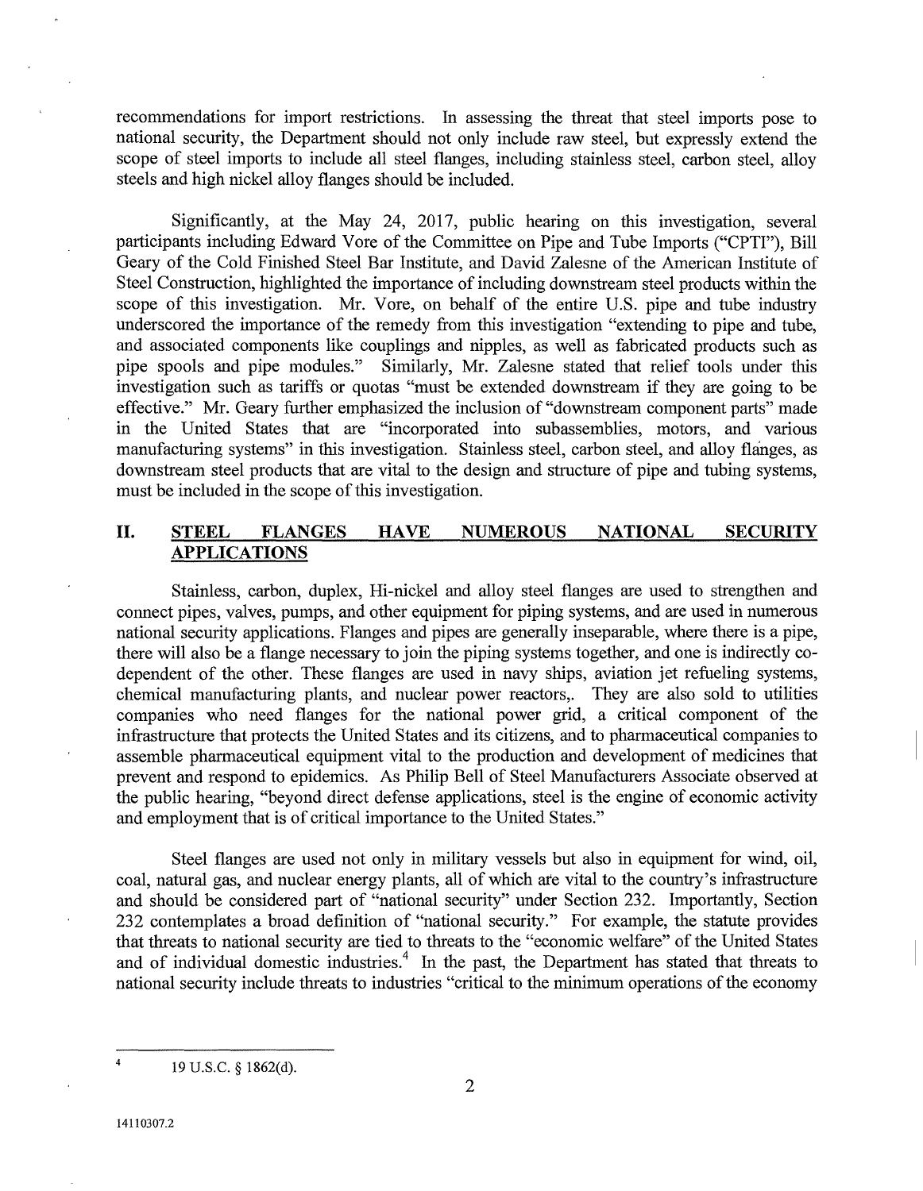recommendations for import restrictions. In assessing the threat that steel imports pose to national security, the Department should not only include raw steel, but expressly extend the scope of steel imports to include all steel flanges, including stainless steel, carbon steel, alloy steels and high nickel alloy flanges should be included.

Significantly, at the May 24, 2017, public hearing on this investigation, several participants including Edward Vore of the Committee on Pipe and Tube Imports ("CPTI"), Bill Geary of the Cold Finished Steel Bar Institute, and David Zalesne of the American Institute of Steel Construction, highlighted the importance of including downstream steel products within the scope of this investigation. Mr. Vore, on behalf of the entire U.S. pipe and tube industry underscored the importance of the remedy from this investigation "extending to pipe and tube, and associated components like couplings and nipples, as well as fabricated products such as pipe spools and pipe modules." Similarly, Mr. Zalesne stated that relief tools under this investigation such as tariffs or quotas "must be extended downstream if they are going to be effective." Mr. Geary further emphasized the inclusion of "downstream component parts" made in the United States that are "incorporated into subassemblies, motors, and various manufacturing systems" in this investigation. Stainless steel, carbon steel, and alloy flanges, as downstream steel products that are vital to the design and structure of pipe and tubing systems, must be included in the scope of this investigation.

## II. <u>STEEL FLANGES HAVE NUMEROUS NATIONAL SECURITY APPLICATIONS</u>

Stainless, carbon, duplex, Hi-nickel and alloy steel flanges are used to strengthen and connect pipes, valves, pumps, and other equipment for piping systems, and are used in numerous national security applications. Flanges and pipes are generally inseparable, where there is a pipe, there will also be a flange necessary to join the piping systems together, and one is indirectly co-dependent of the other. These flanges are used in navy ships, aviation jet refueling systems, chemical manufacturing plants, and nuclear power reactors,. They are also sold to utilities companies who need flanges for the national power grid, a critical component of the infrastructure that protects the United States and its citizens, and to pharmaceutical companies to assemble pharmaceutical equipment vital to the production and development of medicines that prevent and respond to epidemics. As Philip Bell of Steel Manufacturers Associate observed at the public hearing, "beyond direct defense applications, steel is the engine of economic activity and employment that is of critical importance to the United States."

Steel flanges are used not only in military vessels but also in equipment for wind, oil, coal, natural gas, and nuclear energy plants, all of which are vital to the country's infrastructure and should be considered part of "national security" under Section 232. Importantly, Section 232 contemplates a broad definition of "national security." For example, the statute provides that threats to national security are tied to threats to the "economic welfare" of the United States and of individual domestic industries.[4] In the past, the Department has stated that threats to national security include threats to industries "critical to the minimum operations of the economy

[4] 19 U.S.C. § 1862(d).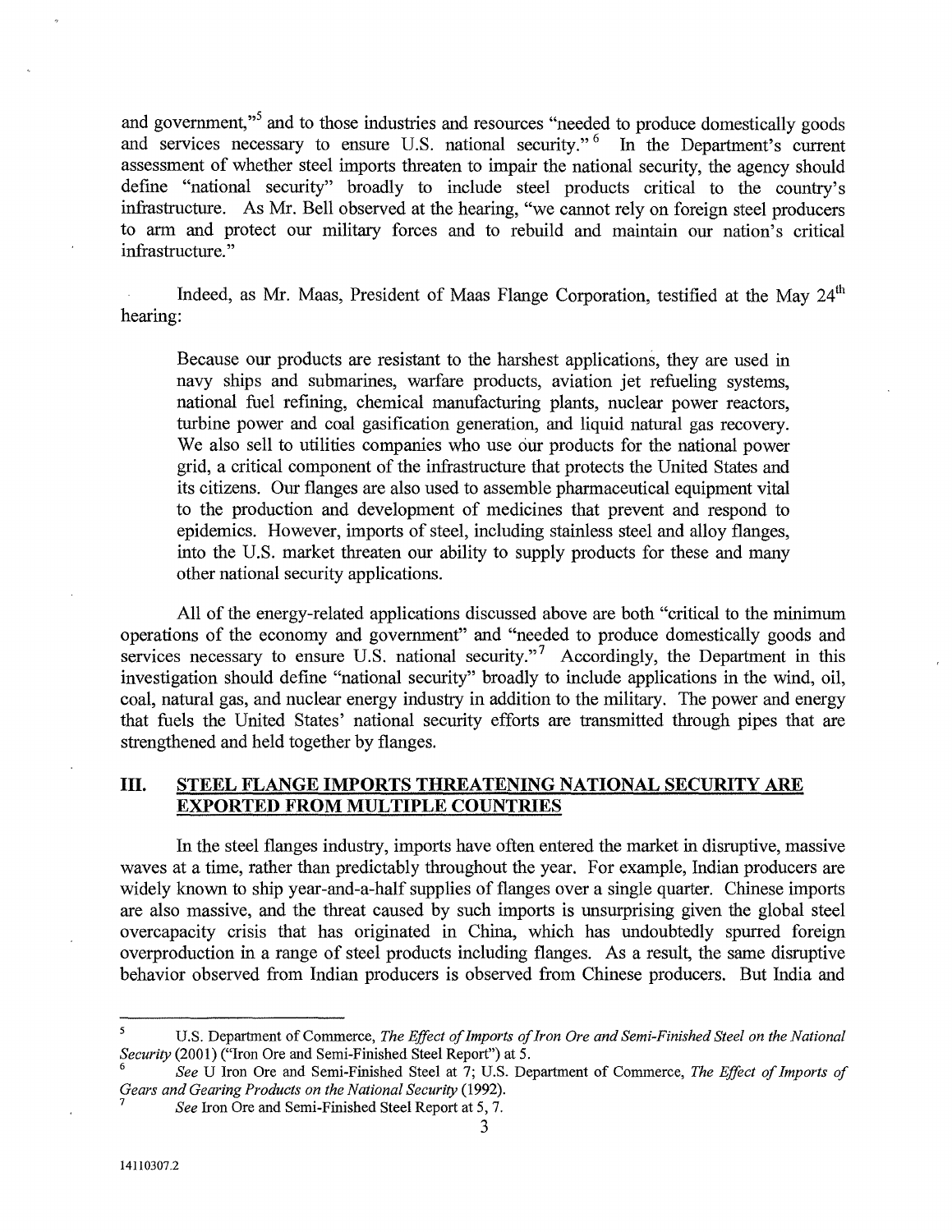and government,"[5] and to those industries and resources "needed to produce domestically goods and services necessary to ensure U.S. national security."[6] In the Department's current assessment of whether steel imports threaten to impair the national security, the agency should define "national security" broadly to include steel products critical to the country's infrastructure. As Mr. Bell observed at the hearing, "we cannot rely on foreign steel producers to arm and protect our military forces and to rebuild and maintain our nation's critical infrastructure."

Indeed, as Mr. Maas, President of Maas Flange Corporation, testified at the May 24th hearing:

> Because our products are resistant to the harshest applications, they are used in navy ships and submarines, warfare products, aviation jet refueling systems, national fuel refining, chemical manufacturing plants, nuclear power reactors, turbine power and coal gasification generation, and liquid natural gas recovery. We also sell to utilities companies who use our products for the national power grid, a critical component of the infrastructure that protects the United States and its citizens. Our flanges are also used to assemble pharmaceutical equipment vital to the production and development of medicines that prevent and respond to epidemics. However, imports of steel, including stainless steel and alloy flanges, into the U.S. market threaten our ability to supply products for these and many other national security applications.

All of the energy-related applications discussed above are both "critical to the minimum operations of the economy and government" and "needed to produce domestically goods and services necessary to ensure U.S. national security."[7] Accordingly, the Department in this investigation should define "national security" broadly to include applications in the wind, oil, coal, natural gas, and nuclear energy industry in addition to the military. The power and energy that fuels the United States' national security efforts are transmitted through pipes that are strengthened and held together by flanges.

## III. STEEL FLANGE IMPORTS THREATENING NATIONAL SECURITY ARE EXPORTED FROM MULTIPLE COUNTRIES

In the steel flanges industry, imports have often entered the market in disruptive, massive waves at a time, rather than predictably throughout the year. For example, Indian producers are widely known to ship year-and-a-half supplies of flanges over a single quarter. Chinese imports are also massive, and the threat caused by such imports is unsurprising given the global steel overcapacity crisis that has originated in China, which has undoubtedly spurred foreign overproduction in a range of steel products including flanges. As a result, the same disruptive behavior observed from Indian producers is observed from Chinese producers. But India and

---

[5] U.S. Department of Commerce, *The Effect of Imports of Iron Ore and Semi-Finished Steel on the National Security* (2001) ("Iron Ore and Semi-Finished Steel Report") at 5.

[6] *See* U Iron Ore and Semi-Finished Steel at 7; U.S. Department of Commerce, *The Effect of Imports of Gears and Gearing Products on the National Security* (1992).

[7] *See* Iron Ore and Semi-Finished Steel Report at 5, 7.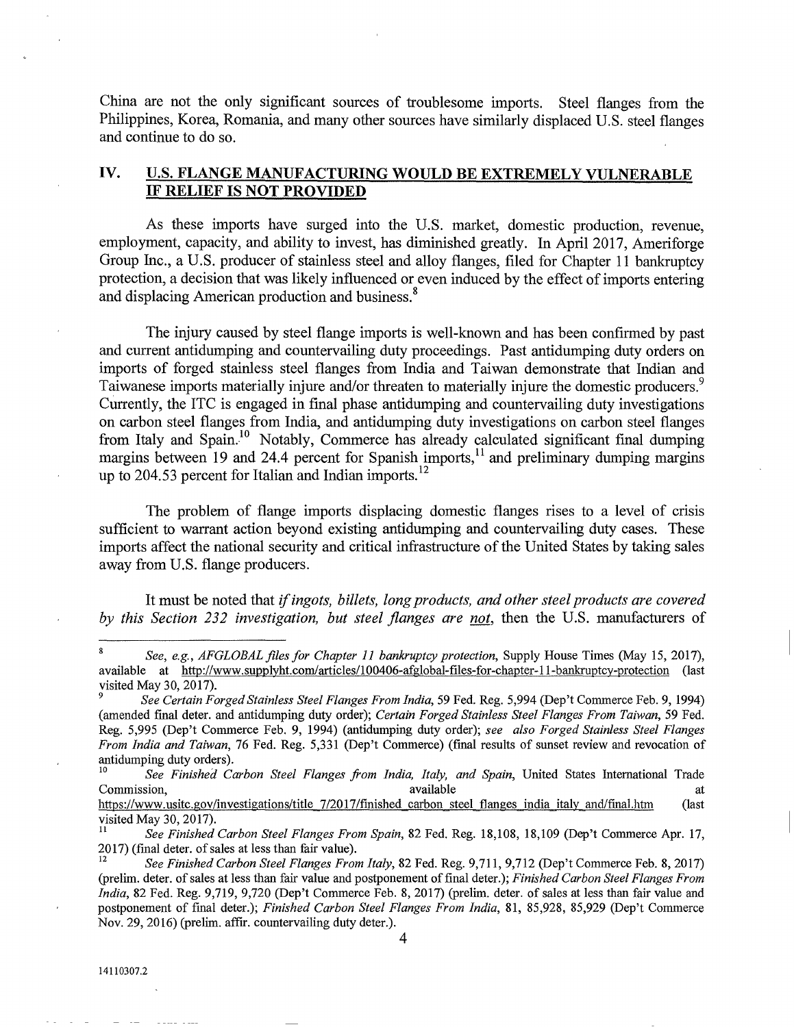China are not the only significant sources of troublesome imports. Steel flanges from the Philippines, Korea, Romania, and many other sources have similarly displaced U.S. steel flanges and continue to do so.

## IV. U.S. FLANGE MANUFACTURING WOULD BE EXTREMELY VULNERABLE IF RELIEF IS NOT PROVIDED

As these imports have surged into the U.S. market, domestic production, revenue, employment, capacity, and ability to invest, has diminished greatly. In April 2017, Ameriforge Group Inc., a U.S. producer of stainless steel and alloy flanges, filed for Chapter 11 bankruptcy protection, a decision that was likely influenced or even induced by the effect of imports entering and displacing American production and business.[8]

The injury caused by steel flange imports is well-known and has been confirmed by past and current antidumping and countervailing duty proceedings. Past antidumping duty orders on imports of forged stainless steel flanges from India and Taiwan demonstrate that Indian and Taiwanese imports materially injure and/or threaten to materially injure the domestic producers.[9] Currently, the ITC is engaged in final phase antidumping and countervailing duty investigations on carbon steel flanges from India, and antidumping duty investigations on carbon steel flanges from Italy and Spain.[10] Notably, Commerce has already calculated significant final dumping margins between 19 and 24.4 percent for Spanish imports,[11] and preliminary dumping margins up to 204.53 percent for Italian and Indian imports.[12]

The problem of flange imports displacing domestic flanges rises to a level of crisis sufficient to warrant action beyond existing antidumping and countervailing duty cases. These imports affect the national security and critical infrastructure of the United States by taking sales away from U.S. flange producers.

It must be noted that *if ingots, billets, long products, and other steel products are covered by this Section 232 investigation, but steel flanges are* ***not***, then the U.S. manufacturers of

---

[8] *See, e.g., AFGLOBAL files for Chapter 11 bankruptcy protection*, Supply House Times (May 15, 2017), available at http://www.supplyht.com/articles/100406-afglobal-files-for-chapter-11-bankruptcy-protection (last visited May 30, 2017).

[9] *See Certain Forged Stainless Steel Flanges From India*, 59 Fed. Reg. 5,994 (Dep't Commerce Feb. 9, 1994) (amended final deter. and antidumping duty order); *Certain Forged Stainless Steel Flanges From Taiwan*, 59 Fed. Reg. 5,995 (Dep't Commerce Feb. 9, 1994) (antidumping duty order); *see also Forged Stainless Steel Flanges From India and Taiwan*, 76 Fed. Reg. 5,331 (Dep't Commerce) (final results of sunset review and revocation of antidumping duty orders).

[10] *See Finished Carbon Steel Flanges from India, Italy, and Spain*, United States International Trade Commission, available at https://www.usitc.gov/investigations/title_7/2017/finished_carbon_steel_flanges_india_italy_and/final.htm (last visited May 30, 2017).

[11] *See Finished Carbon Steel Flanges From Spain*, 82 Fed. Reg. 18,108, 18,109 (Dep't Commerce Apr. 17, 2017) (final deter. of sales at less than fair value).

[12] *See Finished Carbon Steel Flanges From Italy*, 82 Fed. Reg. 9,711, 9,712 (Dep't Commerce Feb. 8, 2017) (prelim. deter. of sales at less than fair value and postponement of final deter.); *Finished Carbon Steel Flanges From India*, 82 Fed. Reg. 9,719, 9,720 (Dep't Commerce Feb. 8, 2017) (prelim. deter. of sales at less than fair value and postponement of final deter.); *Finished Carbon Steel Flanges From India*, 81, 85,928, 85,929 (Dep't Commerce Nov. 29, 2016) (prelim. affir. countervailing duty deter.).

14110307.2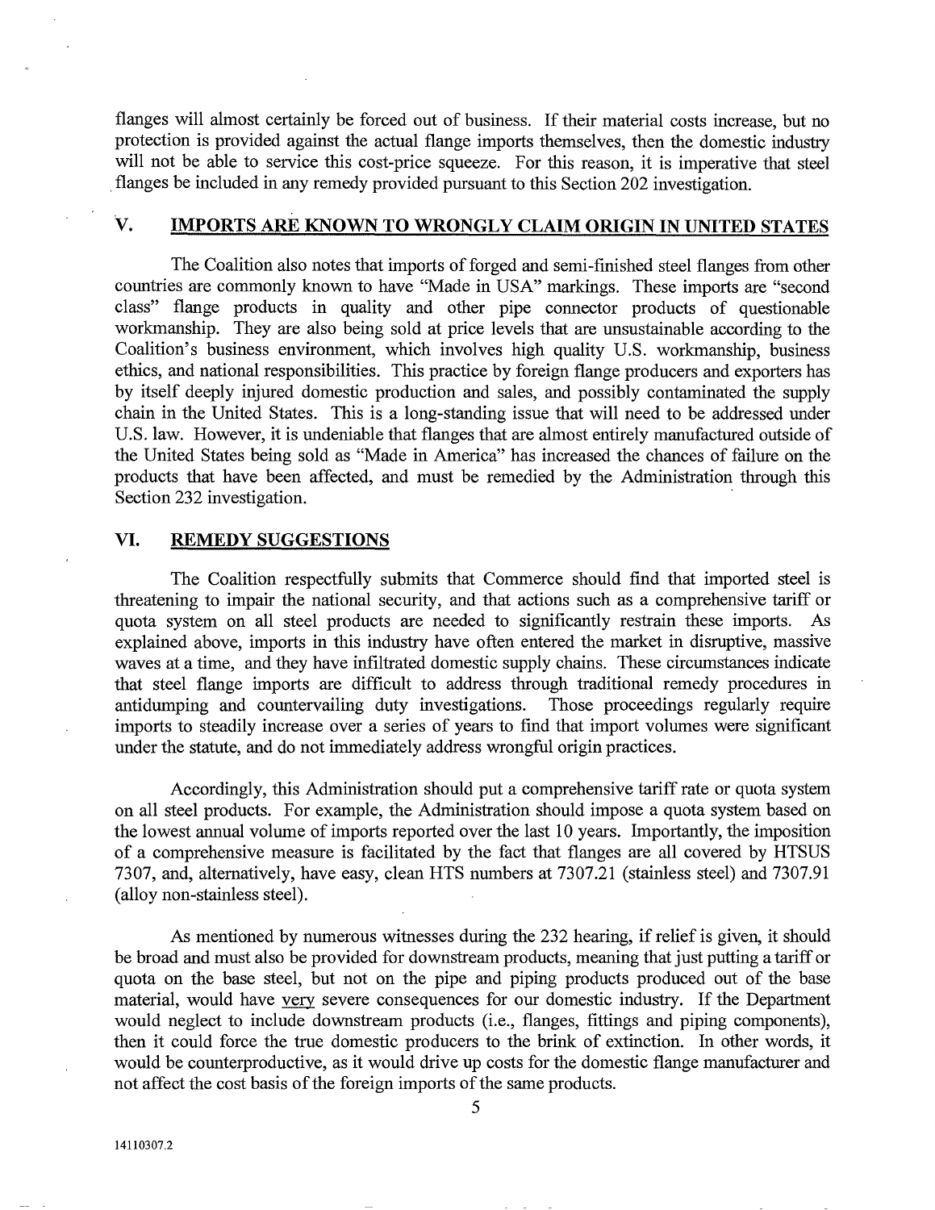flanges will almost certainly be forced out of business. If their material costs increase, but no protection is provided against the actual flange imports themselves, then the domestic industry will not be able to service this cost-price squeeze. For this reason, it is imperative that steel flanges be included in any remedy provided pursuant to this Section 202 investigation.

## V. IMPORTS ARE KNOWN TO WRONGLY CLAIM ORIGIN IN UNITED STATES

The Coalition also notes that imports of forged and semi-finished steel flanges from other countries are commonly known to have "Made in USA" markings. These imports are "second class" flange products in quality and other pipe connector products of questionable workmanship. They are also being sold at price levels that are unsustainable according to the Coalition's business environment, which involves high quality U.S. workmanship, business ethics, and national responsibilities. This practice by foreign flange producers and exporters has by itself deeply injured domestic production and sales, and possibly contaminated the supply chain in the United States. This is a long-standing issue that will need to be addressed under U.S. law. However, it is undeniable that flanges that are almost entirely manufactured outside of the United States being sold as "Made in America" has increased the chances of failure on the products that have been affected, and must be remedied by the Administration through this Section 232 investigation.

## VI. REMEDY SUGGESTIONS

The Coalition respectfully submits that Commerce should find that imported steel is threatening to impair the national security, and that actions such as a comprehensive tariff or quota system on all steel products are needed to significantly restrain these imports. As explained above, imports in this industry have often entered the market in disruptive, massive waves at a time, and they have infiltrated domestic supply chains. These circumstances indicate that steel flange imports are difficult to address through traditional remedy procedures in antidumping and countervailing duty investigations. Those proceedings regularly require imports to steadily increase over a series of years to find that import volumes were significant under the statute, and do not immediately address wrongful origin practices.

Accordingly, this Administration should put a comprehensive tariff rate or quota system on all steel products. For example, the Administration should impose a quota system based on the lowest annual volume of imports reported over the last 10 years. Importantly, the imposition of a comprehensive measure is facilitated by the fact that flanges are all covered by HTSUS 7307, and, alternatively, have easy, clean HTS numbers at 7307.21 (stainless steel) and 7307.91 (alloy non-stainless steel).

As mentioned by numerous witnesses during the 232 hearing, if relief is given, it should be broad and must also be provided for downstream products, meaning that just putting a tariff or quota on the base steel, but not on the pipe and piping products produced out of the base material, would have very severe consequences for our domestic industry. If the Department would neglect to include downstream products (i.e., flanges, fittings and piping components), then it could force the true domestic producers to the brink of extinction. In other words, it would be counterproductive, as it would drive up costs for the domestic flange manufacturer and not affect the cost basis of the foreign imports of the same products.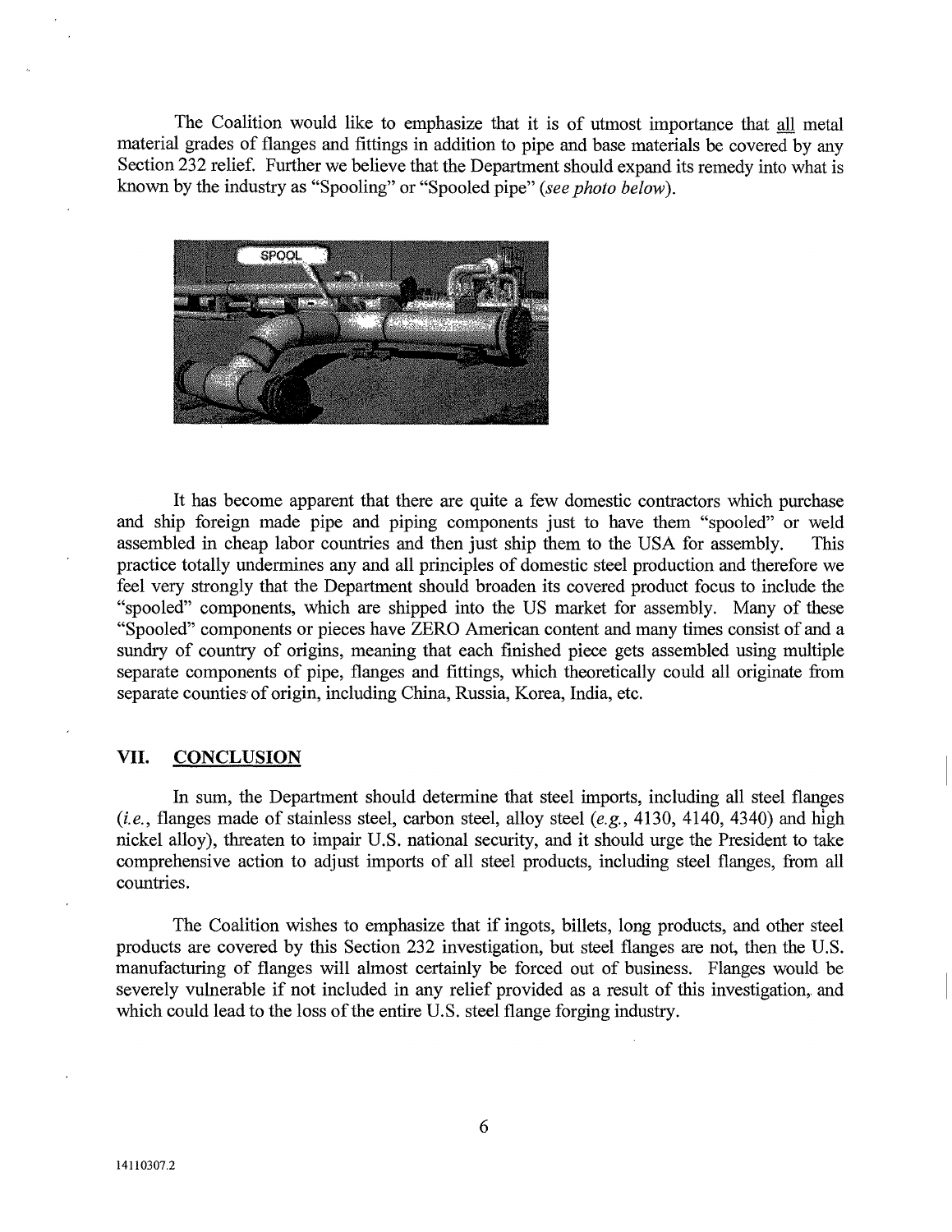The Coalition would like to emphasize that it is of utmost importance that all metal material grades of flanges and fittings in addition to pipe and base materials be covered by any Section 232 relief. Further we believe that the Department should expand its remedy into what is known by the industry as "Spooling" or "Spooled pipe" (*see photo below*).

It has become apparent that there are quite a few domestic contractors which purchase and ship foreign made pipe and piping components just to have them "spooled" or weld assembled in cheap labor countries and then just ship them to the USA for assembly. This practice totally undermines any and all principles of domestic steel production and therefore we feel very strongly that the Department should broaden its covered product focus to include the "spooled" components, which are shipped into the US market for assembly. Many of these "Spooled" components or pieces have ZERO American content and many times consist of and a sundry of country of origins, meaning that each finished piece gets assembled using multiple separate components of pipe, flanges and fittings, which theoretically could all originate from separate counties of origin, including China, Russia, Korea, India, etc.

## VII. CONCLUSION

In sum, the Department should determine that steel imports, including all steel flanges (*i.e.*, flanges made of stainless steel, carbon steel, alloy steel (*e.g.*, 4130, 4140, 4340) and high nickel alloy), threaten to impair U.S. national security, and it should urge the President to take comprehensive action to adjust imports of all steel products, including steel flanges, from all countries.

The Coalition wishes to emphasize that if ingots, billets, long products, and other steel products are covered by this Section 232 investigation, but steel flanges are not, then the U.S. manufacturing of flanges will almost certainly be forced out of business. Flanges would be severely vulnerable if not included in any relief provided as a result of this investigation, and which could lead to the loss of the entire U.S. steel flange forging industry.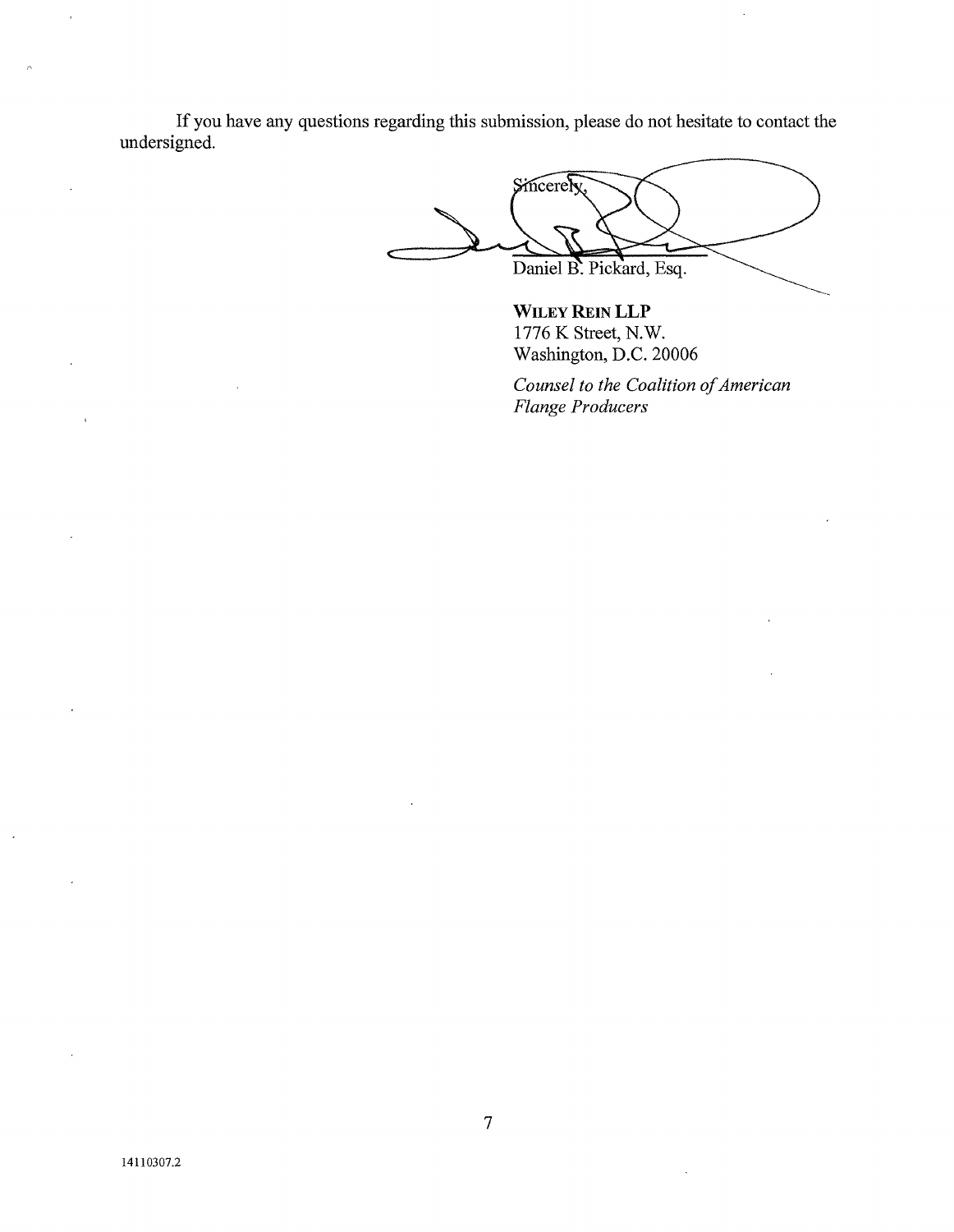If you have any questions regarding this submission, please do not hesitate to contact the undersigned.

Sincerely,

Daniel B. Pickard, Esq.

**WILEY REIN LLP**
1776 K Street, N.W.
Washington, D.C. 20006

*Counsel to the Coalition of American Flange Producers*

14110307.2